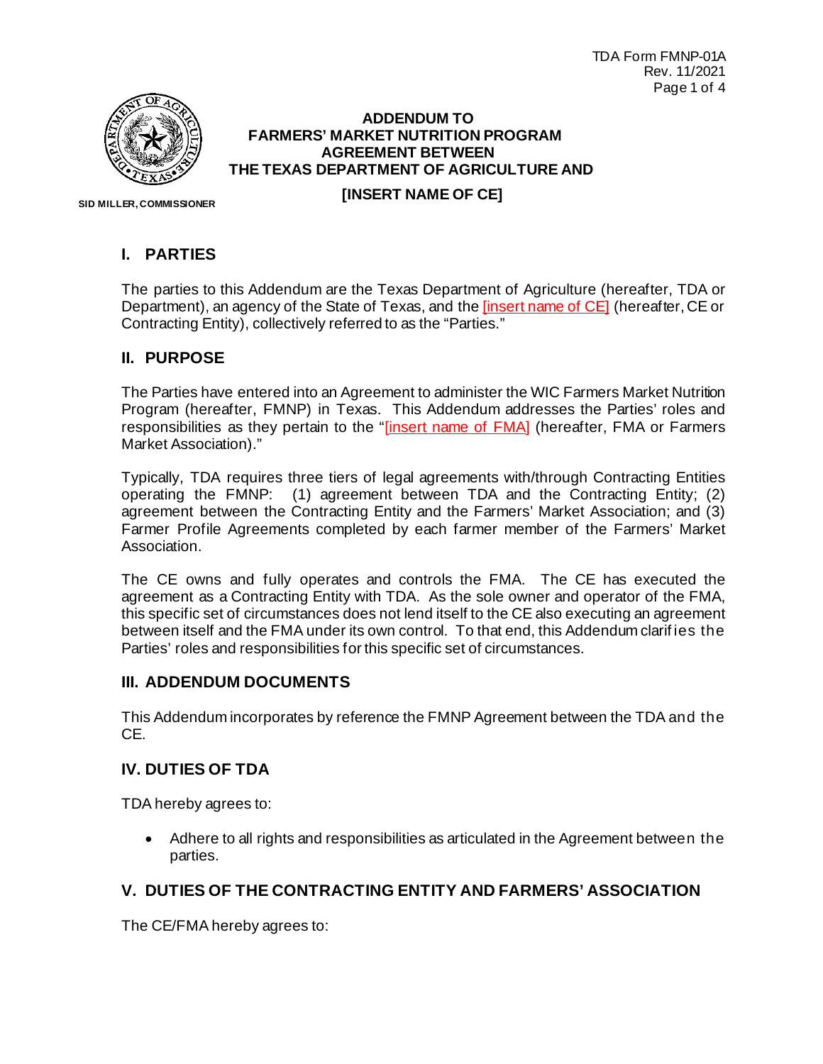**ADDENDUM TO**
**FARMERS' MARKET NUTRITION PROGRAM**
**AGREEMENT BETWEEN**
**THE TEXAS DEPARTMENT OF AGRICULTURE AND**

**[INSERT NAME OF CE]**

**SID MILLER, COMMISSIONER**

## I. PARTIES

The parties to this Addendum are the Texas Department of Agriculture (hereafter, TDA or Department), an agency of the State of Texas, and the [insert name of CE] (hereafter, CE or Contracting Entity), collectively referred to as the "Parties."

## II. PURPOSE

The Parties have entered into an Agreement to administer the WIC Farmers Market Nutrition Program (hereafter, FMNP) in Texas. This Addendum addresses the Parties' roles and responsibilities as they pertain to the "[insert name of FMA] (hereafter, FMA or Farmers Market Association)."

Typically, TDA requires three tiers of legal agreements with/through Contracting Entities operating the FMNP: (1) agreement between TDA and the Contracting Entity; (2) agreement between the Contracting Entity and the Farmers' Market Association; and (3) Farmer Profile Agreements completed by each farmer member of the Farmers' Market Association.

The CE owns and fully operates and controls the FMA. The CE has executed the agreement as a Contracting Entity with TDA. As the sole owner and operator of the FMA, this specific set of circumstances does not lend itself to the CE also executing an agreement between itself and the FMA under its own control. To that end, this Addendum clarifies the Parties' roles and responsibilities for this specific set of circumstances.

## III. ADDENDUM DOCUMENTS

This Addendum incorporates by reference the FMNP Agreement between the TDA and the CE.

## IV. DUTIES OF TDA

TDA hereby agrees to:

- Adhere to all rights and responsibilities as articulated in the Agreement between the parties.

## V. DUTIES OF THE CONTRACTING ENTITY AND FARMERS' ASSOCIATION

The CE/FMA hereby agrees to: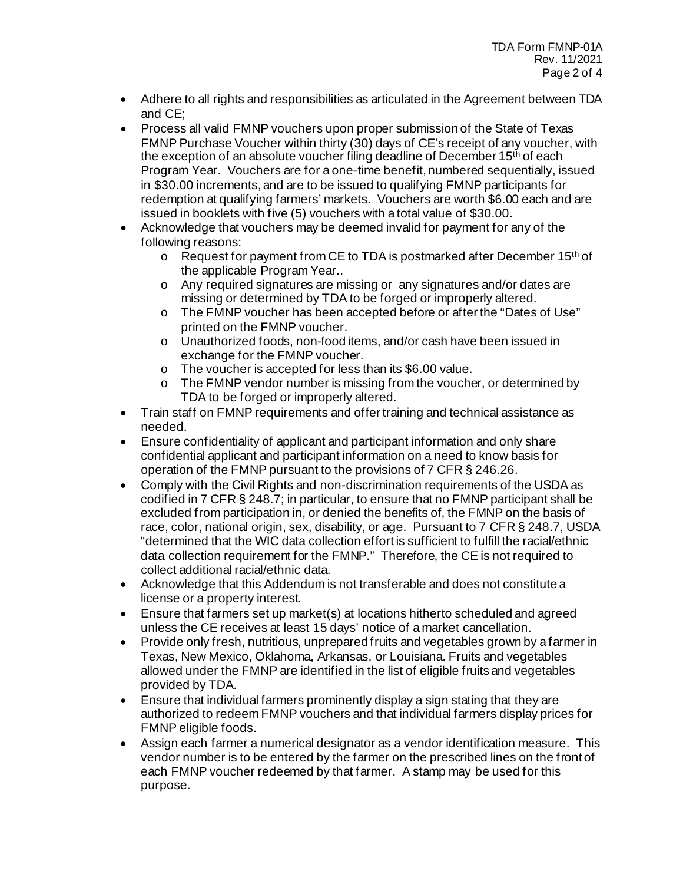- Adhere to all rights and responsibilities as articulated in the Agreement between TDA and CE;
- Process all valid FMNP vouchers upon proper submission of the State of Texas FMNP Purchase Voucher within thirty (30) days of CE's receipt of any voucher, with the exception of an absolute voucher filing deadline of December 15th of each Program Year. Vouchers are for a one-time benefit, numbered sequentially, issued in $30.00 increments, and are to be issued to qualifying FMNP participants for redemption at qualifying farmers' markets. Vouchers are worth $6.00 each and are issued in booklets with five (5) vouchers with a total value of $30.00.
- Acknowledge that vouchers may be deemed invalid for payment for any of the following reasons:
  - Request for payment from CE to TDA is postmarked after December 15th of the applicable Program Year..
  - Any required signatures are missing or any signatures and/or dates are missing or determined by TDA to be forged or improperly altered.
  - The FMNP voucher has been accepted before or after the "Dates of Use" printed on the FMNP voucher.
  - Unauthorized foods, non-food items, and/or cash have been issued in exchange for the FMNP voucher.
  - The voucher is accepted for less than its $6.00 value.
  - The FMNP vendor number is missing from the voucher, or determined by TDA to be forged or improperly altered.
- Train staff on FMNP requirements and offer training and technical assistance as needed.
- Ensure confidentiality of applicant and participant information and only share confidential applicant and participant information on a need to know basis for operation of the FMNP pursuant to the provisions of 7 CFR § 246.26.
- Comply with the Civil Rights and non-discrimination requirements of the USDA as codified in 7 CFR § 248.7; in particular, to ensure that no FMNP participant shall be excluded from participation in, or denied the benefits of, the FMNP on the basis of race, color, national origin, sex, disability, or age. Pursuant to 7 CFR § 248.7, USDA "determined that the WIC data collection effort is sufficient to fulfill the racial/ethnic data collection requirement for the FMNP." Therefore, the CE is not required to collect additional racial/ethnic data.
- Acknowledge that this Addendum is not transferable and does not constitute a license or a property interest.
- Ensure that farmers set up market(s) at locations hitherto scheduled and agreed unless the CE receives at least 15 days' notice of a market cancellation.
- Provide only fresh, nutritious, unprepared fruits and vegetables grown by a farmer in Texas, New Mexico, Oklahoma, Arkansas, or Louisiana. Fruits and vegetables allowed under the FMNP are identified in the list of eligible fruits and vegetables provided by TDA.
- Ensure that individual farmers prominently display a sign stating that they are authorized to redeem FMNP vouchers and that individual farmers display prices for FMNP eligible foods.
- Assign each farmer a numerical designator as a vendor identification measure. This vendor number is to be entered by the farmer on the prescribed lines on the front of each FMNP voucher redeemed by that farmer. A stamp may be used for this purpose.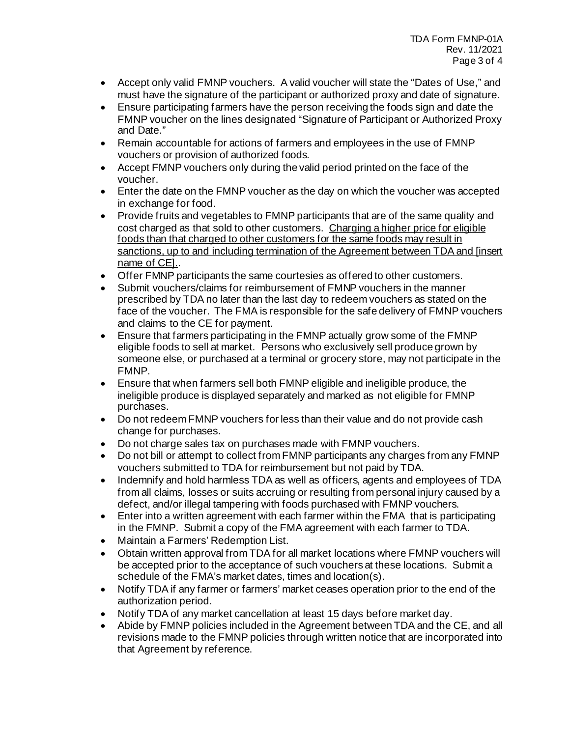- Accept only valid FMNP vouchers. A valid voucher will state the "Dates of Use," and must have the signature of the participant or authorized proxy and date of signature.
- Ensure participating farmers have the person receiving the foods sign and date the FMNP voucher on the lines designated "Signature of Participant or Authorized Proxy and Date."
- Remain accountable for actions of farmers and employees in the use of FMNP vouchers or provision of authorized foods.
- Accept FMNP vouchers only during the valid period printed on the face of the voucher.
- Enter the date on the FMNP voucher as the day on which the voucher was accepted in exchange for food.
- Provide fruits and vegetables to FMNP participants that are of the same quality and cost charged as that sold to other customers. <u>Charging a higher price for eligible foods than that charged to other customers for the same foods may result in sanctions, up to and including termination of the Agreement between TDA and [insert name of CE].</u>.
- Offer FMNP participants the same courtesies as offered to other customers.
- Submit vouchers/claims for reimbursement of FMNP vouchers in the manner prescribed by TDA no later than the last day to redeem vouchers as stated on the face of the voucher. The FMA is responsible for the safe delivery of FMNP vouchers and claims to the CE for payment.
- Ensure that farmers participating in the FMNP actually grow some of the FMNP eligible foods to sell at market. Persons who exclusively sell produce grown by someone else, or purchased at a terminal or grocery store, may not participate in the FMNP.
- Ensure that when farmers sell both FMNP eligible and ineligible produce, the ineligible produce is displayed separately and marked as not eligible for FMNP purchases.
- Do not redeem FMNP vouchers for less than their value and do not provide cash change for purchases.
- Do not charge sales tax on purchases made with FMNP vouchers.
- Do not bill or attempt to collect from FMNP participants any charges from any FMNP vouchers submitted to TDA for reimbursement but not paid by TDA.
- Indemnify and hold harmless TDA as well as officers, agents and employees of TDA from all claims, losses or suits accruing or resulting from personal injury caused by a defect, and/or illegal tampering with foods purchased with FMNP vouchers.
- Enter into a written agreement with each farmer within the FMA that is participating in the FMNP. Submit a copy of the FMA agreement with each farmer to TDA.
- Maintain a Farmers' Redemption List.
- Obtain written approval from TDA for all market locations where FMNP vouchers will be accepted prior to the acceptance of such vouchers at these locations. Submit a schedule of the FMA's market dates, times and location(s).
- Notify TDA if any farmer or farmers' market ceases operation prior to the end of the authorization period.
- Notify TDA of any market cancellation at least 15 days before market day.
- Abide by FMNP policies included in the Agreement between TDA and the CE, and all revisions made to the FMNP policies through written notice that are incorporated into that Agreement by reference.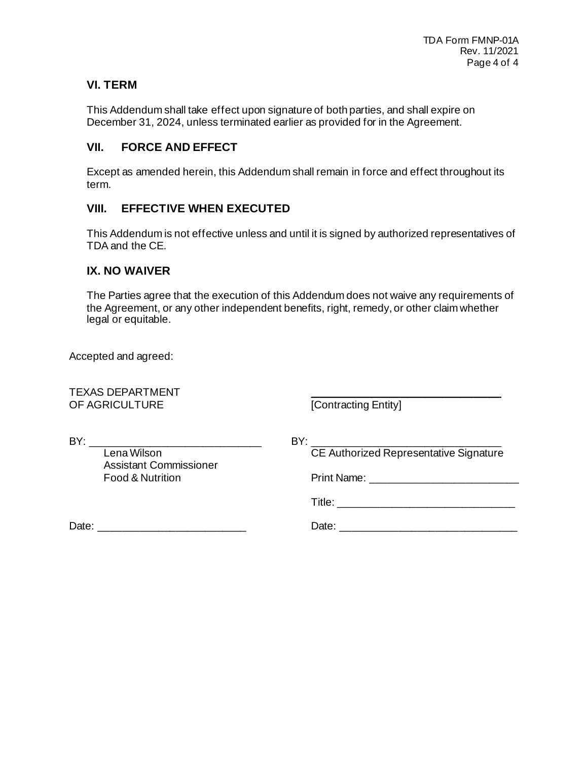## VI. TERM

This Addendum shall take effect upon signature of both parties, and shall expire on December 31, 2024, unless terminated earlier as provided for in the Agreement.

## VII. FORCE AND EFFECT

Except as amended herein, this Addendum shall remain in force and effect throughout its term.

## VIII. EFFECTIVE WHEN EXECUTED

This Addendum is not effective unless and until it is signed by authorized representatives of TDA and the CE.

## IX. NO WAIVER

The Parties agree that the execution of this Addendum does not waive any requirements of the Agreement, or any other independent benefits, right, remedy, or other claim whether legal or equitable.

Accepted and agreed:

TEXAS DEPARTMENT
OF AGRICULTURE

BY: ______________________________
Lena Wilson
Assistant Commissioner
Food & Nutrition

Date: _________________________

_________________________________
[Contracting Entity]

BY: ______________________________
CE Authorized Representative Signature

Print Name: _________________________

Title: ______________________________

Date: ______________________________